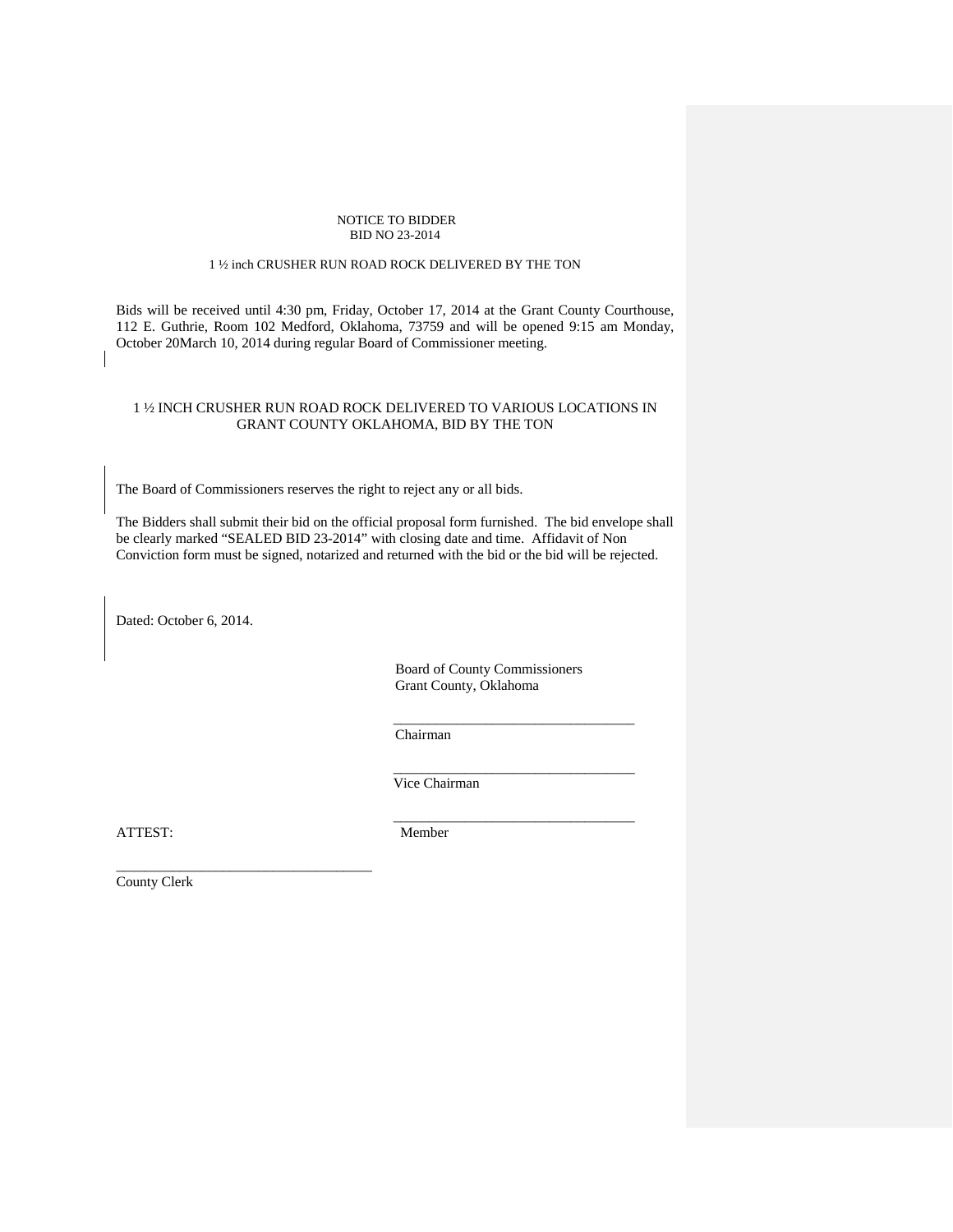NOTICE TO BIDDER
BID NO 23-2014

1 ½ inch CRUSHER RUN ROAD ROCK DELIVERED BY THE TON

Bids will be received until 4:30 pm, Friday, October 17, 2014 at the Grant County Courthouse, 112 E. Guthrie, Room 102 Medford, Oklahoma, 73759 and will be opened 9:15 am Monday, October 20March 10, 2014 during regular Board of Commissioner meeting.

1 ½ INCH CRUSHER RUN ROAD ROCK DELIVERED TO VARIOUS LOCATIONS IN GRANT COUNTY OKLAHOMA, BID BY THE TON

The Board of Commissioners reserves the right to reject any or all bids.

The Bidders shall submit their bid on the official proposal form furnished. The bid envelope shall be clearly marked "SEALED BID 23-2014" with closing date and time. Affidavit of Non Conviction form must be signed, notarized and returned with the bid or the bid will be rejected.

Dated: October 6, 2014.

Board of County Commissioners
Grant County, Oklahoma

___________________________________
Chairman

___________________________________
Vice Chairman

___________________________________
Member

ATTEST:

___________________________________
County Clerk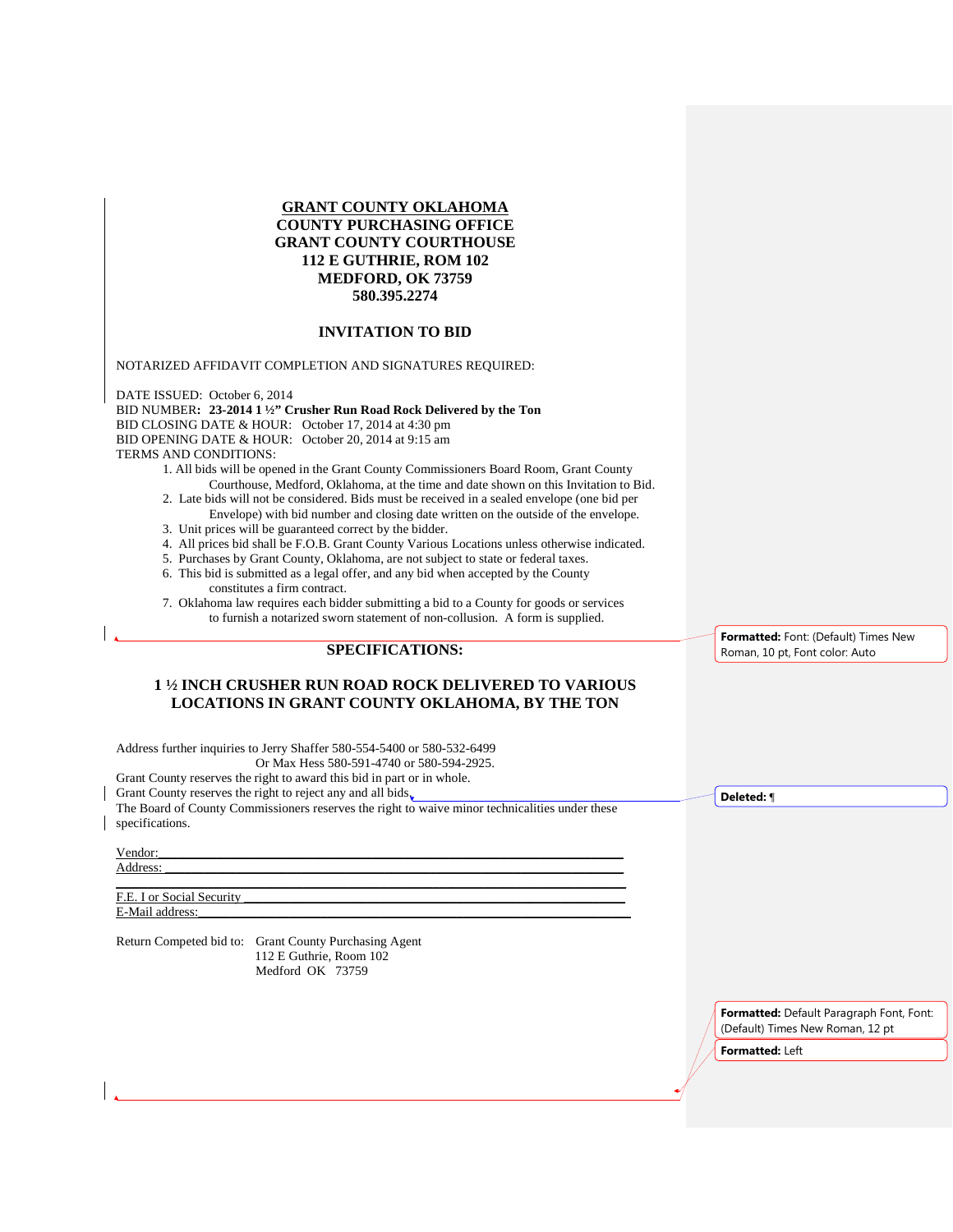**GRANT COUNTY OKLAHOMA**
**COUNTY PURCHASING OFFICE**
**GRANT COUNTY COURTHOUSE**
**112 E GUTHRIE, ROM 102**
**MEDFORD, OK 73759**
**580.395.2274**

## INVITATION TO BID

NOTARIZED AFFIDAVIT COMPLETION AND SIGNATURES REQUIRED:

DATE ISSUED: October 6, 2014
BID NUMBER**: 23-2014 1 ½" Crusher Run Road Rock Delivered by the Ton**
BID CLOSING DATE & HOUR: October 17, 2014 at 4:30 pm
BID OPENING DATE & HOUR: October 20, 2014 at 9:15 am
TERMS AND CONDITIONS:

1. All bids will be opened in the Grant County Commissioners Board Room, Grant County Courthouse, Medford, Oklahoma, at the time and date shown on this Invitation to Bid.
2. Late bids will not be considered. Bids must be received in a sealed envelope (one bid per Envelope) with bid number and closing date written on the outside of the envelope.
3. Unit prices will be guaranteed correct by the bidder.
4. All prices bid shall be F.O.B. Grant County Various Locations unless otherwise indicated.
5. Purchases by Grant County, Oklahoma, are not subject to state or federal taxes.
6. This bid is submitted as a legal offer, and any bid when accepted by the County constitutes a firm contract.
7. Oklahoma law requires each bidder submitting a bid to a County for goods or services to furnish a notarized sworn statement of non-collusion. A form is supplied.

## SPECIFICATIONS:

### 1 ½ INCH CRUSHER RUN ROAD ROCK DELIVERED TO VARIOUS LOCATIONS IN GRANT COUNTY OKLAHOMA, BY THE TON

Address further inquiries to Jerry Shaffer 580-554-5400 or 580-532-6499
Or Max Hess 580-591-4740 or 580-594-2925.
Grant County reserves the right to award this bid in part or in whole.
Grant County reserves the right to reject any and all bids.
The Board of County Commissioners reserves the right to waive minor technicalities under these specifications.

Vendor:\_\_\_\_\_\_\_\_\_\_\_\_\_\_\_\_\_\_\_\_\_\_\_\_\_\_\_\_\_\_\_\_\_\_\_\_\_\_\_\_\_\_\_\_\_\_\_\_\_\_\_\_\_\_\_\_\_\_\_\_
Address: \_\_\_\_\_\_\_\_\_\_\_\_\_\_\_\_\_\_\_\_\_\_\_\_\_\_\_\_\_\_\_\_\_\_\_\_\_\_\_\_\_\_\_\_\_\_\_\_\_\_\_\_\_\_\_\_\_\_\_
\_\_\_\_\_\_\_\_\_\_\_\_\_\_\_\_\_\_\_\_\_\_\_\_\_\_\_\_\_\_\_\_\_\_\_\_\_\_\_\_\_\_\_\_\_\_\_\_\_\_\_\_\_\_\_\_\_\_\_\_\_\_\_\_\_\_
F.E. I or Social Security \_\_\_\_\_\_\_\_\_\_\_\_\_\_\_\_\_\_\_\_\_\_\_\_\_\_\_\_\_\_\_\_\_\_\_\_\_\_\_\_\_\_\_\_\_\_\_\_
E-Mail address:\_\_\_\_\_\_\_\_\_\_\_\_\_\_\_\_\_\_\_\_\_\_\_\_\_\_\_\_\_\_\_\_\_\_\_\_\_\_\_\_\_\_\_\_\_\_\_\_\_\_\_\_\_\_

Return Competed bid to: Grant County Purchasing Agent
112 E Guthrie, Room 102
Medford OK 73759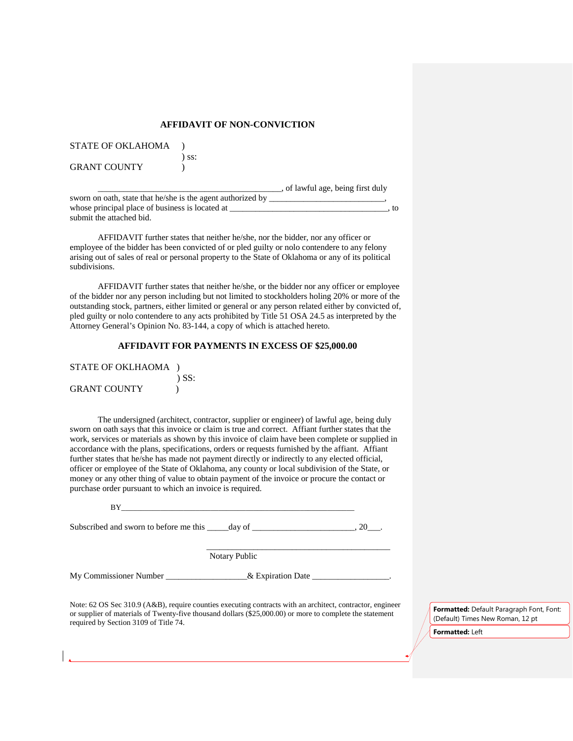## AFFIDAVIT OF NON-CONVICTION

STATE OF OKLAHOMA )
) ss:
GRANT COUNTY )

___________________________________________, of lawful age, being first duly sworn on oath, state that he/she is the agent authorized by ___________________________, whose principal place of business is located at ____________________________________, to submit the attached bid.

AFFIDAVIT further states that neither he/she, nor the bidder, nor any officer or employee of the bidder has been convicted of or pled guilty or nolo contendere to any felony arising out of sales of real or personal property to the State of Oklahoma or any of its political subdivisions.

AFFIDAVIT further states that neither he/she, or the bidder nor any officer or employee of the bidder nor any person including but not limited to stockholders holing 20% or more of the outstanding stock, partners, either limited or general or any person related either by convicted of, pled guilty or nolo contendere to any acts prohibited by Title 51 OSA 24.5 as interpreted by the Attorney General's Opinion No. 83-144, a copy of which is attached hereto.

## AFFIDAVIT FOR PAYMENTS IN EXCESS OF $25,000.00

STATE OF OKLHAOMA )
) SS:
GRANT COUNTY )

The undersigned (architect, contractor, supplier or engineer) of lawful age, being duly sworn on oath says that this invoice or claim is true and correct. Affiant further states that the work, services or materials as shown by this invoice of claim have been complete or supplied in accordance with the plans, specifications, orders or requests furnished by the affiant. Affiant further states that he/she has made not payment directly or indirectly to any elected official, officer or employee of the State of Oklahoma, any county or local subdivision of the State, or money or any other thing of value to obtain payment of the invoice or procure the contact or purchase order pursuant to which an invoice is required.

BY_________________________________________________________

Subscribed and sworn to before me this _____day of ________________________, 20___.

_____________________________________________
Notary Public

My Commissioner Number ___________________& Expiration Date __________________.

Note: 62 OS Sec 310.9 (A&B), require counties executing contracts with an architect, contractor, engineer or supplier of materials of Twenty-five thousand dollars ($25,000.00) or more to complete the statement required by Section 3109 of Title 74.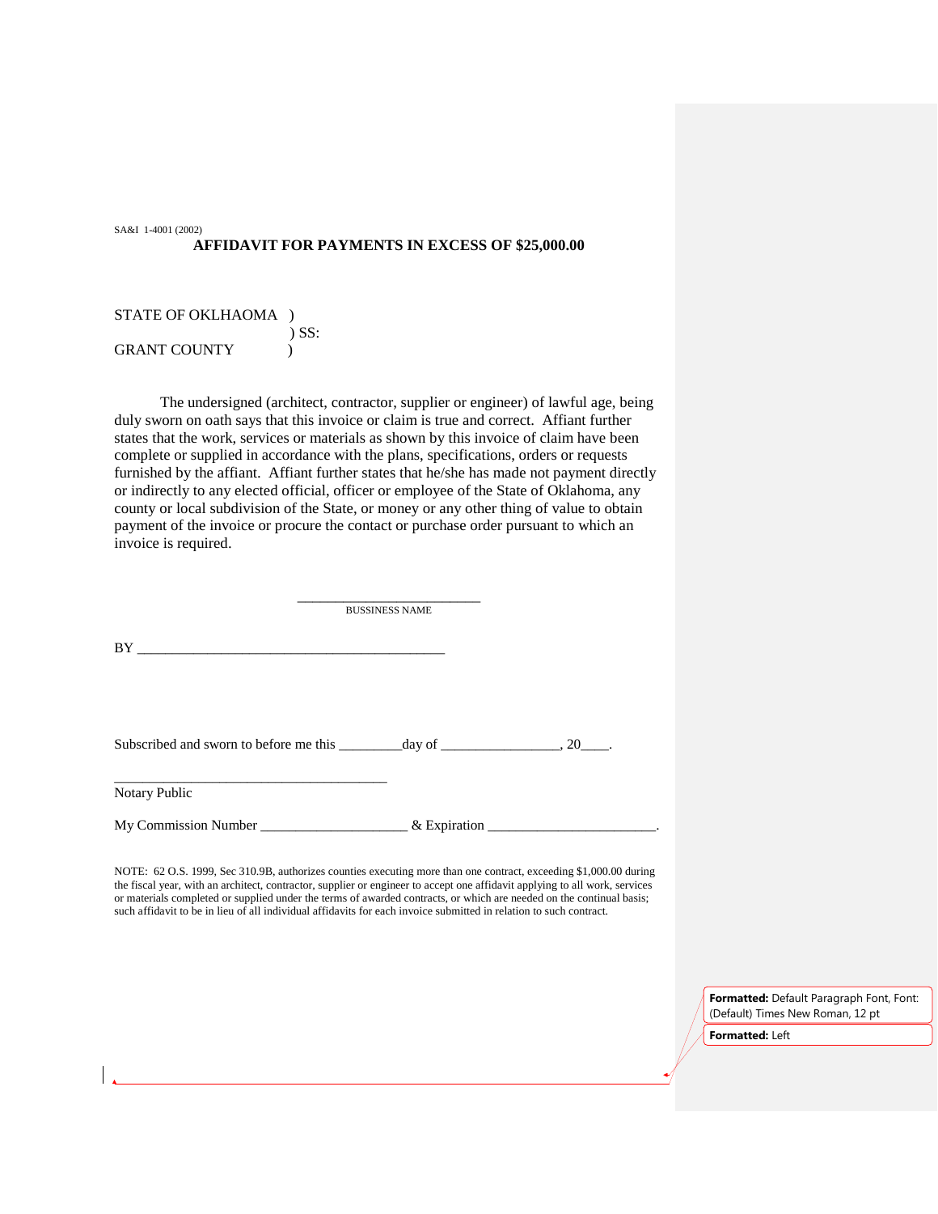SA&I 1-4001 (2002)

**AFFIDAVIT FOR PAYMENTS IN EXCESS OF $25,000.00**

STATE OF OKLHAOMA )
) SS:
GRANT COUNTY )

The undersigned (architect, contractor, supplier or engineer) of lawful age, being duly sworn on oath says that this invoice or claim is true and correct. Affiant further states that the work, services or materials as shown by this invoice of claim have been complete or supplied in accordance with the plans, specifications, orders or requests furnished by the affiant. Affiant further states that he/she has made not payment directly or indirectly to any elected official, officer or employee of the State of Oklahoma, any county or local subdivision of the State, or money or any other thing of value to obtain payment of the invoice or procure the contact or purchase order pursuant to which an invoice is required.

___________________________
BUSSINESS NAME

BY ____________________________________________

Subscribed and sworn to before me this _________day of _________________, 20____.

_______________________________________
Notary Public

My Commission Number _____________________ & Expiration ________________________.

NOTE: 62 O.S. 1999, Sec 310.9B, authorizes counties executing more than one contract, exceeding $1,000.00 during the fiscal year, with an architect, contractor, supplier or engineer to accept one affidavit applying to all work, services or materials completed or supplied under the terms of awarded contracts, or which are needed on the continual basis; such affidavit to be in lieu of all individual affidavits for each invoice submitted in relation to such contract.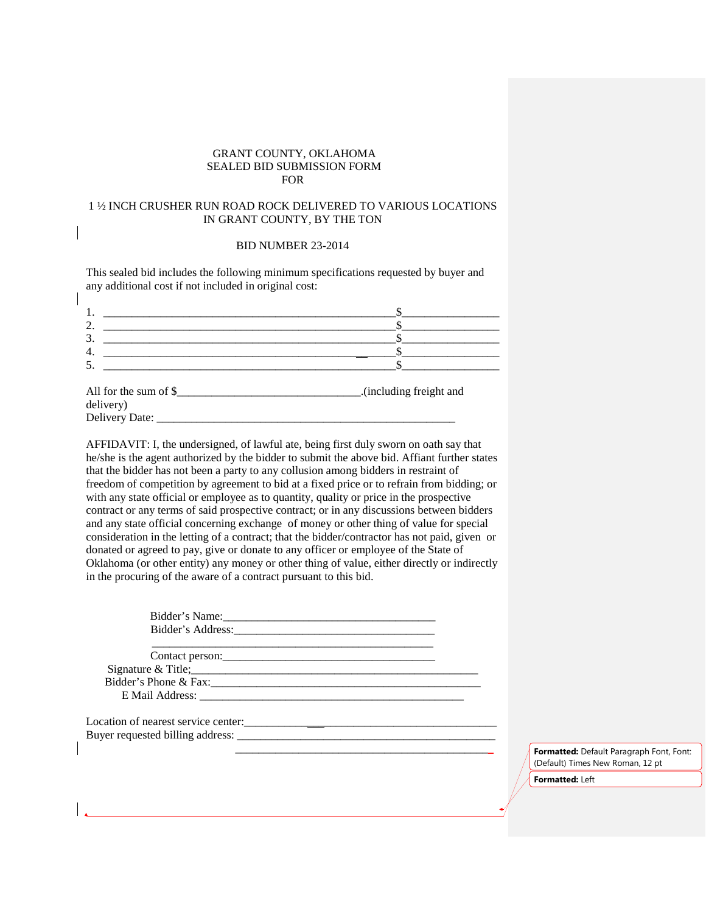GRANT COUNTY, OKLAHOMA
SEALED BID SUBMISSION FORM
FOR

1 ½ INCH CRUSHER RUN ROAD ROCK DELIVERED TO VARIOUS LOCATIONS IN GRANT COUNTY, BY THE TON

BID NUMBER 23-2014

This sealed bid includes the following minimum specifications requested by buyer and any additional cost if not included in original cost:

1. ______________________________________________________$_________________
2. ______________________________________________________$_________________
3. ______________________________________________________$_________________
4. ______________________________________________________$_________________
5. ______________________________________________________$_________________

All for the sum of $________________________________.(including freight and delivery)
Delivery Date: ______________________________________________________

AFFIDAVIT: I, the undersigned, of lawful ate, being first duly sworn on oath say that he/she is the agent authorized by the bidder to submit the above bid. Affiant further states that the bidder has not been a party to any collusion among bidders in restraint of freedom of competition by agreement to bid at a fixed price or to refrain from bidding; or with any state official or employee as to quantity, quality or price in the prospective contract or any terms of said prospective contract; or in any discussions between bidders and any state official concerning exchange of money or other thing of value for special consideration in the letting of a contract; that the bidder/contractor has not paid, given or donated or agreed to pay, give or donate to any officer or employee of the State of Oklahoma (or other entity) any money or other thing of value, either directly or indirectly in the procuring of the aware of a contract pursuant to this bid.

Bidder's Name:_____________________________________
Bidder's Address:___________________________________
__________________________________________________
Contact person:_____________________________________
Signature & Title;__________________________________________________
Bidder's Phone & Fax:_______________________________________________
E Mail Address: ______________________________________________

Location of nearest service center:_______________________________________________
Buyer requested billing address: _____________________________________________
_____________________________________________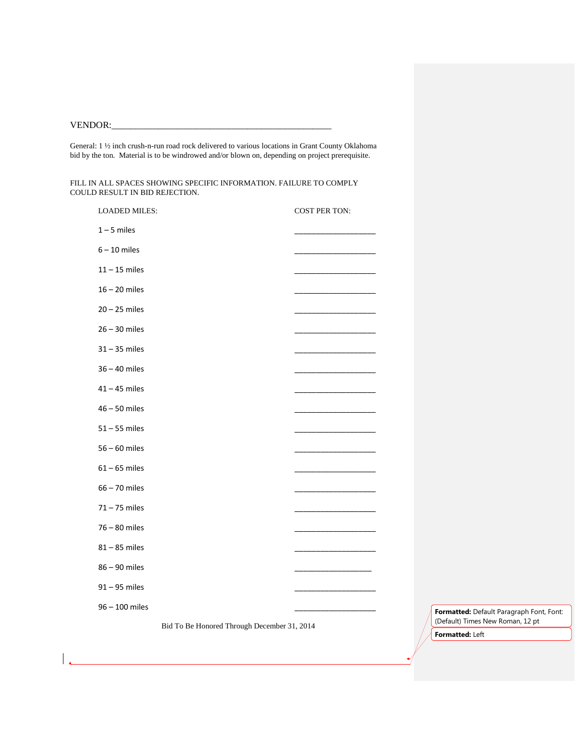VENDOR:_______________________________________________

General: 1 ½ inch crush-n-run road rock delivered to various locations in Grant County Oklahoma bid by the ton. Material is to be windrowed and/or blown on, depending on project prerequisite.

FILL IN ALL SPACES SHOWING SPECIFIC INFORMATION. FAILURE TO COMPLY COULD RESULT IN BID REJECTION.

| LOADED MILES: | COST PER TON: |
|---|---|
| 1 – 5 miles | ____________________ |
| 6 – 10 miles | ____________________ |
| 11 – 15 miles | ____________________ |
| 16 – 20 miles | ____________________ |
| 20 – 25 miles | ____________________ |
| 26 – 30 miles | ____________________ |
| 31 – 35 miles | ____________________ |
| 36 – 40 miles | ____________________ |
| 41 – 45 miles | ____________________ |
| 46 – 50 miles | ____________________ |
| 51 – 55 miles | ____________________ |
| 56 – 60 miles | ____________________ |
| 61 – 65 miles | ____________________ |
| 66 – 70 miles | ____________________ |
| 71 – 75 miles | ____________________ |
| 76 – 80 miles | ____________________ |
| 81 – 85 miles | ____________________ |
| 86 – 90 miles | ____________________ |
| 91 – 95 miles | ____________________ |
| 96 – 100 miles | ____________________ |

Bid To Be Honored Through December 31, 2014

**Formatted:** Default Paragraph Font, Font: (Default) Times New Roman, 12 pt

**Formatted:** Left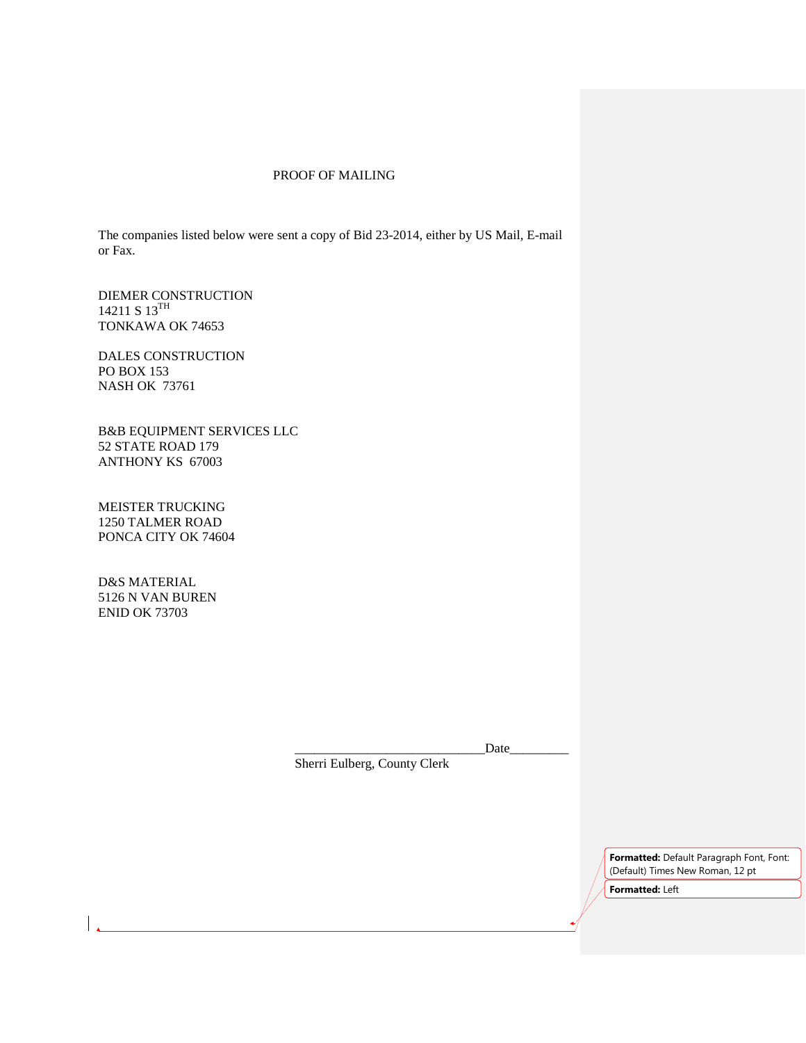# PROOF OF MAILING

The companies listed below were sent a copy of Bid 23-2014, either by US Mail, E-mail or Fax.

DIEMER CONSTRUCTION
14211 S 13TH
TONKAWA OK 74653

DALES CONSTRUCTION
PO BOX 153
NASH OK 73761

B&B EQUIPMENT SERVICES LLC
52 STATE ROAD 179
ANTHONY KS 67003

MEISTER TRUCKING
1250 TALMER ROAD
PONCA CITY OK 74604

D&S MATERIAL
5126 N VAN BUREN
ENID OK 73703

_____________________________Date_________
Sherri Eulberg, County Clerk

Formatted: Default Paragraph Font, Font: (Default) Times New Roman, 12 pt

Formatted: Left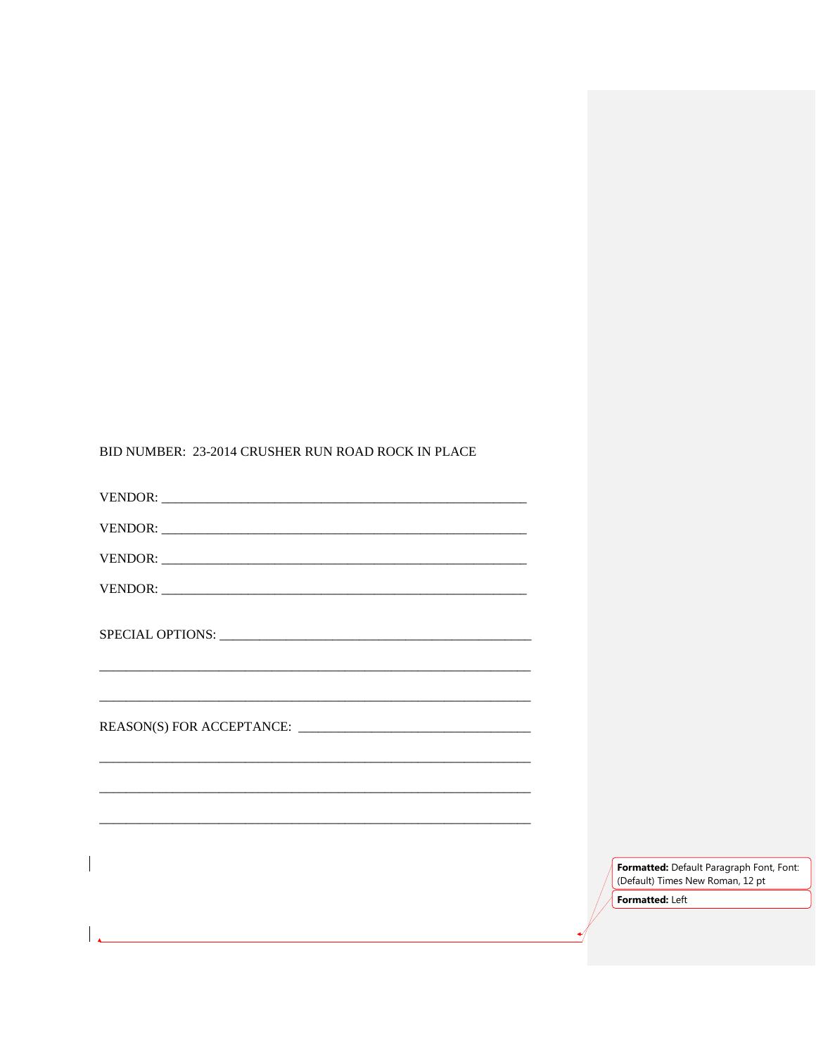BID NUMBER: 23-2014 CRUSHER RUN ROAD ROCK IN PLACE

VENDOR: ___________________________________________________________

VENDOR: ___________________________________________________________

VENDOR: ___________________________________________________________

VENDOR: ___________________________________________________________

SPECIAL OPTIONS: ____________________________________________________

______________________________________________________________________

______________________________________________________________________

REASON(S) FOR ACCEPTANCE: ______________________________________

______________________________________________________________________

______________________________________________________________________

______________________________________________________________________

**Formatted:** Default Paragraph Font, Font: (Default) Times New Roman, 12 pt

**Formatted:** Left